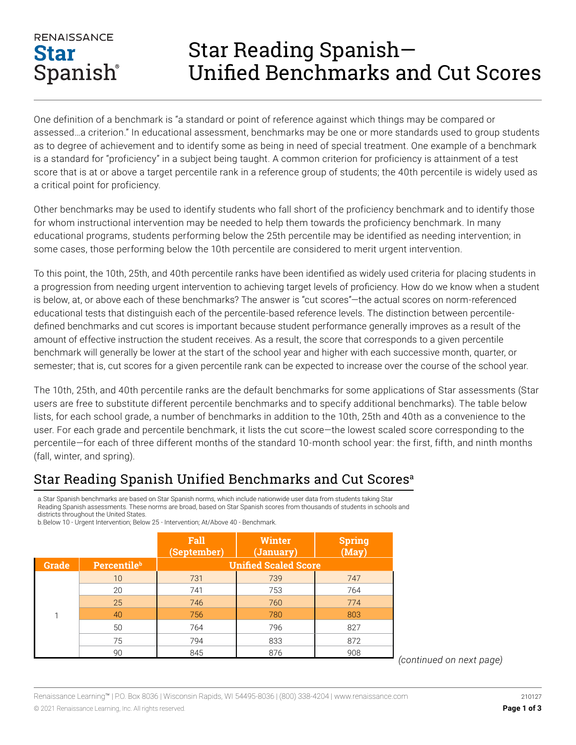RENAISSANCE
**Star**
Spanish®

# Star Reading Spanish—Unified Benchmarks and Cut Scores

One definition of a benchmark is "a standard or point of reference against which things may be compared or assessed…a criterion." In educational assessment, benchmarks may be one or more standards used to group students as to degree of achievement and to identify some as being in need of special treatment. One example of a benchmark is a standard for "proficiency" in a subject being taught. A common criterion for proficiency is attainment of a test score that is at or above a target percentile rank in a reference group of students; the 40th percentile is widely used as a critical point for proficiency.

Other benchmarks may be used to identify students who fall short of the proficiency benchmark and to identify those for whom instructional intervention may be needed to help them towards the proficiency benchmark. In many educational programs, students performing below the 25th percentile may be identified as needing intervention; in some cases, those performing below the 10th percentile are considered to merit urgent intervention.

To this point, the 10th, 25th, and 40th percentile ranks have been identified as widely used criteria for placing students in a progression from needing urgent intervention to achieving target levels of proficiency. How do we know when a student is below, at, or above each of these benchmarks? The answer is "cut scores"—the actual scores on norm-referenced educational tests that distinguish each of the percentile-based reference levels. The distinction between percentile-defined benchmarks and cut scores is important because student performance generally improves as a result of the amount of effective instruction the student receives. As a result, the score that corresponds to a given percentile benchmark will generally be lower at the start of the school year and higher with each successive month, quarter, or semester; that is, cut scores for a given percentile rank can be expected to increase over the course of the school year.

The 10th, 25th, and 40th percentile ranks are the default benchmarks for some applications of Star assessments (Star users are free to substitute different percentile benchmarks and to specify additional benchmarks). The table below lists, for each school grade, a number of benchmarks in addition to the 10th, 25th and 40th as a convenience to the user. For each grade and percentile benchmark, it lists the cut score—the lowest scaled score corresponding to the percentile—for each of three different months of the standard 10-month school year: the first, fifth, and ninth months (fall, winter, and spring).

## Star Reading Spanish Unified Benchmarks and Cut Scores[a]

a. Star Spanish benchmarks are based on Star Spanish norms, which include nationwide user data from students taking Star Reading Spanish assessments. These norms are broad, based on Star Spanish scores from thousands of students in schools and districts throughout the United States.
b. Below 10 - Urgent Intervention; Below 25 - Intervention; At/Above 40 - Benchmark.

| | | Fall (September) | Winter (January) | Spring (May) |
|---|---|---|---|---|
| **Grade** | **Percentile[b]** | **Unified Scaled Score** | | |
| 1 | 10 | 731 | 739 | 747 |
| | 20 | 741 | 753 | 764 |
| | 25 | 746 | 760 | 774 |
| | 40 | 756 | 780 | 803 |
| | 50 | 764 | 796 | 827 |
| | 75 | 794 | 833 | 872 |
| | 90 | 845 | 876 | 908 |

*(continued on next page)*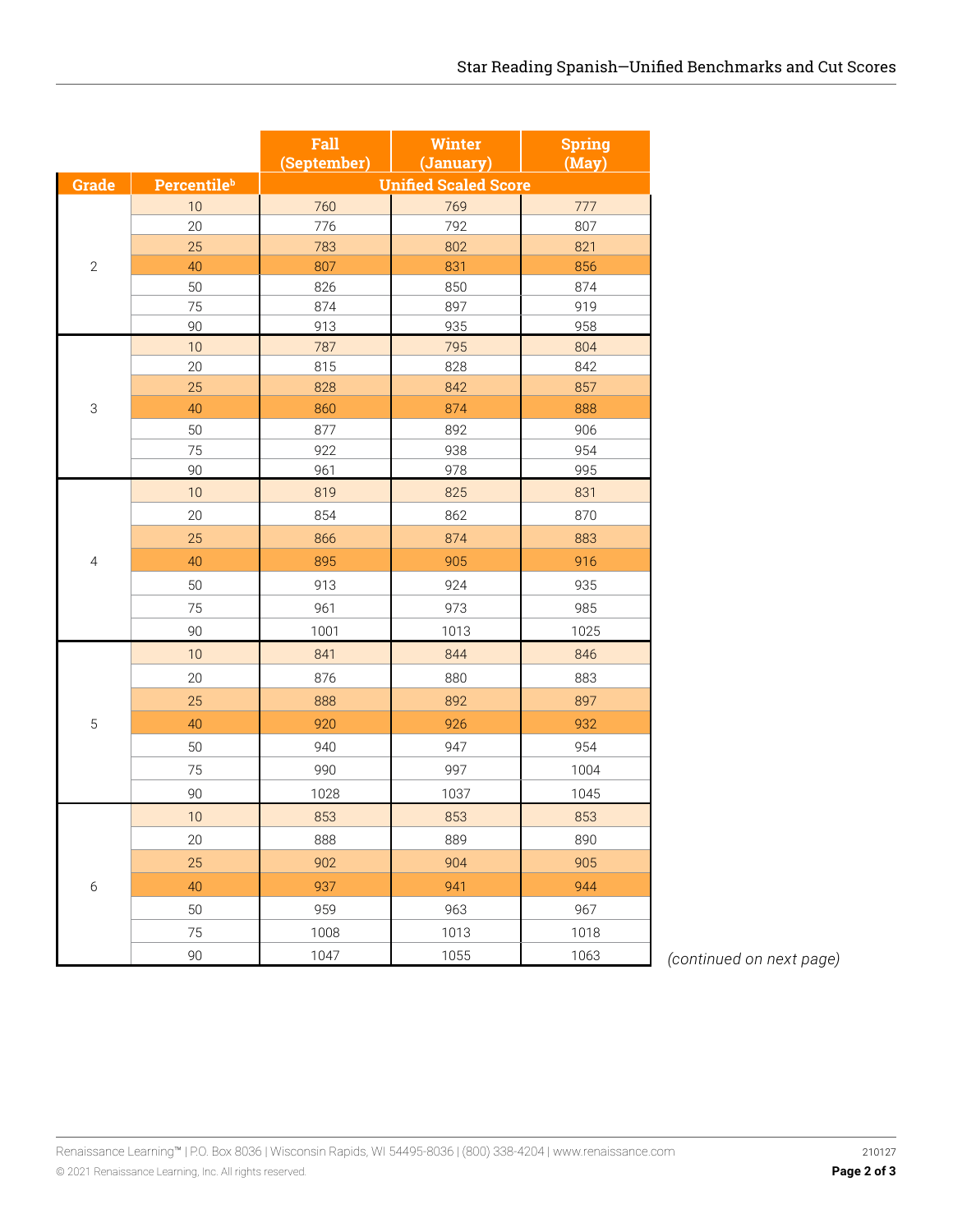| | | Fall (September) | Winter (January) | Spring (May) |
|---|---|---|---|---|
| **Grade** | **Percentile[b]** | **Unified Scaled Score** | | |
| 2 | 10 | 760 | 769 | 777 |
| | 20 | 776 | 792 | 807 |
| | 25 | 783 | 802 | 821 |
| | 40 | 807 | 831 | 856 |
| | 50 | 826 | 850 | 874 |
| | 75 | 874 | 897 | 919 |
| | 90 | 913 | 935 | 958 |
| 3 | 10 | 787 | 795 | 804 |
| | 20 | 815 | 828 | 842 |
| | 25 | 828 | 842 | 857 |
| | 40 | 860 | 874 | 888 |
| | 50 | 877 | 892 | 906 |
| | 75 | 922 | 938 | 954 |
| | 90 | 961 | 978 | 995 |
| 4 | 10 | 819 | 825 | 831 |
| | 20 | 854 | 862 | 870 |
| | 25 | 866 | 874 | 883 |
| | 40 | 895 | 905 | 916 |
| | 50 | 913 | 924 | 935 |
| | 75 | 961 | 973 | 985 |
| | 90 | 1001 | 1013 | 1025 |
| 5 | 10 | 841 | 844 | 846 |
| | 20 | 876 | 880 | 883 |
| | 25 | 888 | 892 | 897 |
| | 40 | 920 | 926 | 932 |
| | 50 | 940 | 947 | 954 |
| | 75 | 990 | 997 | 1004 |
| | 90 | 1028 | 1037 | 1045 |
| 6 | 10 | 853 | 853 | 853 |
| | 20 | 888 | 889 | 890 |
| | 25 | 902 | 904 | 905 |
| | 40 | 937 | 941 | 944 |
| | 50 | 959 | 963 | 967 |
| | 75 | 1008 | 1013 | 1018 |
| | 90 | 1047 | 1055 | 1063 |

*(continued on next page)*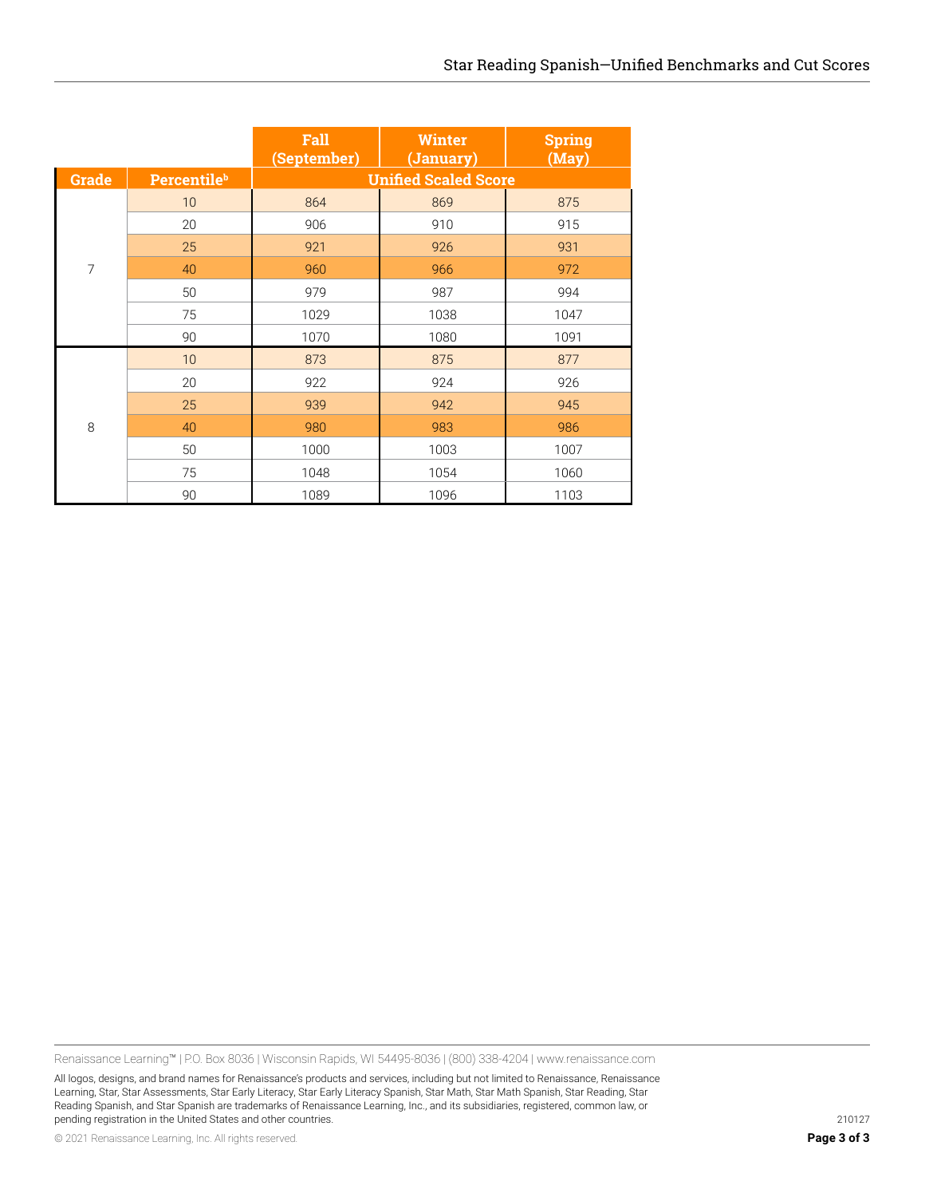| Grade | Percentile[b] | Fall (September) | Winter (January) | Spring (May) |
|---|---|---|---|---|
| | | Unified Scaled Score | | |
| 7 | 10 | 864 | 869 | 875 |
| | 20 | 906 | 910 | 915 |
| | 25 | 921 | 926 | 931 |
| | 40 | 960 | 966 | 972 |
| | 50 | 979 | 987 | 994 |
| | 75 | 1029 | 1038 | 1047 |
| | 90 | 1070 | 1080 | 1091 |
| 8 | 10 | 873 | 875 | 877 |
| | 20 | 922 | 924 | 926 |
| | 25 | 939 | 942 | 945 |
| | 40 | 980 | 983 | 986 |
| | 50 | 1000 | 1003 | 1007 |
| | 75 | 1048 | 1054 | 1060 |
| | 90 | 1089 | 1096 | 1103 |

Renaissance Learning™ | P.O. Box 8036 | Wisconsin Rapids, WI 54495-8036 | (800) 338-4204 | www.renaissance.com

All logos, designs, and brand names for Renaissance's products and services, including but not limited to Renaissance, Renaissance Learning, Star, Star Assessments, Star Early Literacy, Star Early Literacy Spanish, Star Math, Star Math Spanish, Star Reading, Star Reading Spanish, and Star Spanish are trademarks of Renaissance Learning, Inc., and its subsidiaries, registered, common law, or pending registration in the United States and other countries.

210127

© 2021 Renaissance Learning, Inc. All rights reserved.